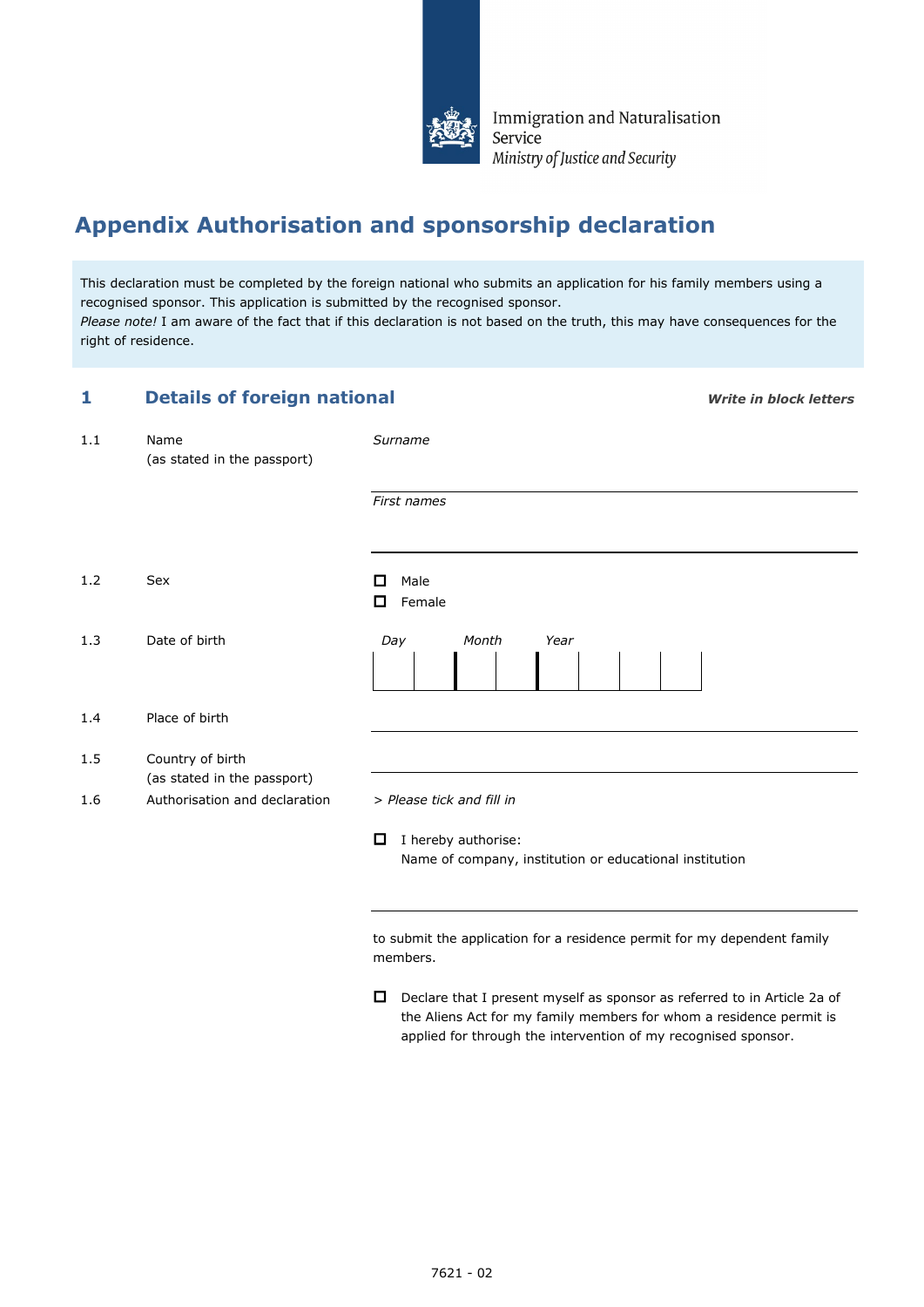Immigration and Naturalisation Service
*Ministry of Justice and Security*

# Appendix Authorisation and sponsorship declaration

This declaration must be completed by the foreign national who submits an application for his family members using a recognised sponsor. This application is submitted by the recognised sponsor.
*Please note!* I am aware of the fact that if this declaration is not based on the truth, this may have consequences for the right of residence.

## 1 Details of foreign national

***Write in block letters***

**1.1** Name (as stated in the passport)

*Surname*

_______________

*First names*

_______________

**1.2** Sex

☐ Male
☐ Female

**1.3** Date of birth

| *Day* | | *Month* | | *Year* | | | |
|---|---|---|---|---|---|---|---|
| | | | | | | | |

**1.4** Place of birth

_______________

**1.5** Country of birth (as stated in the passport)

_______________

**1.6** Authorisation and declaration

*> Please tick and fill in*

☐ I hereby authorise:
Name of company, institution or educational institution

_______________

to submit the application for a residence permit for my dependent family members.

☐ Declare that I present myself as sponsor as referred to in Article 2a of the Aliens Act for my family members for whom a residence permit is applied for through the intervention of my recognised sponsor.

7621 - 02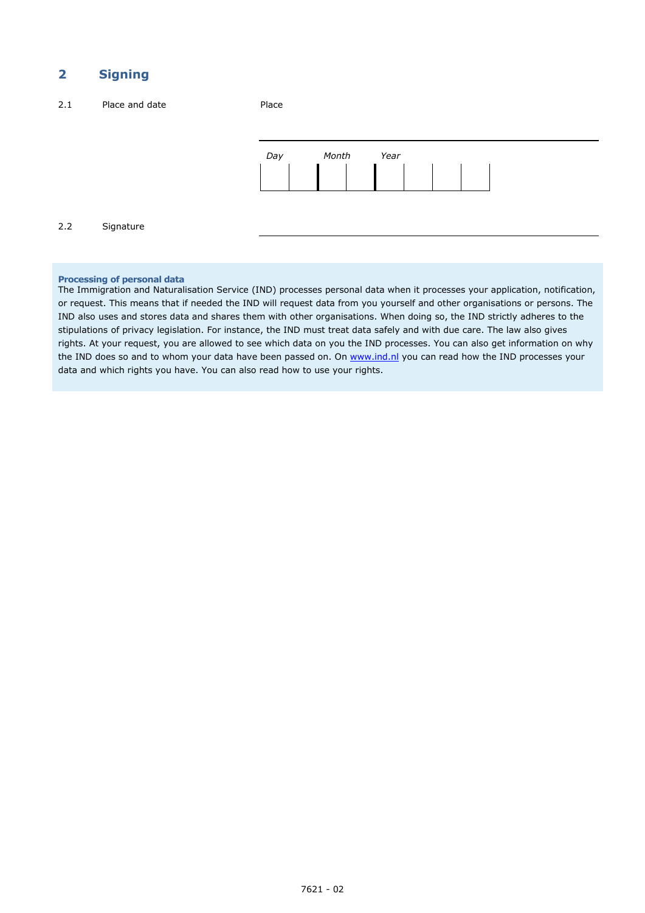## 2 Signing

2.1 Place and date

Place

___

| *Day* | | *Month* | | *Year* | | | |
|---|---|---|---|---|---|---|---|
| | | | | | | | |

2.2 Signature

___

**Processing of personal data**
The Immigration and Naturalisation Service (IND) processes personal data when it processes your application, notification, or request. This means that if needed the IND will request data from you yourself and other organisations or persons. The IND also uses and stores data and shares them with other organisations. When doing so, the IND strictly adheres to the stipulations of privacy legislation. For instance, the IND must treat data safely and with due care. The law also gives rights. At your request, you are allowed to see which data on you the IND processes. You can also get information on why the IND does so and to whom your data have been passed on. On www.ind.nl you can read how the IND processes your data and which rights you have. You can also read how to use your rights.

7621 - 02